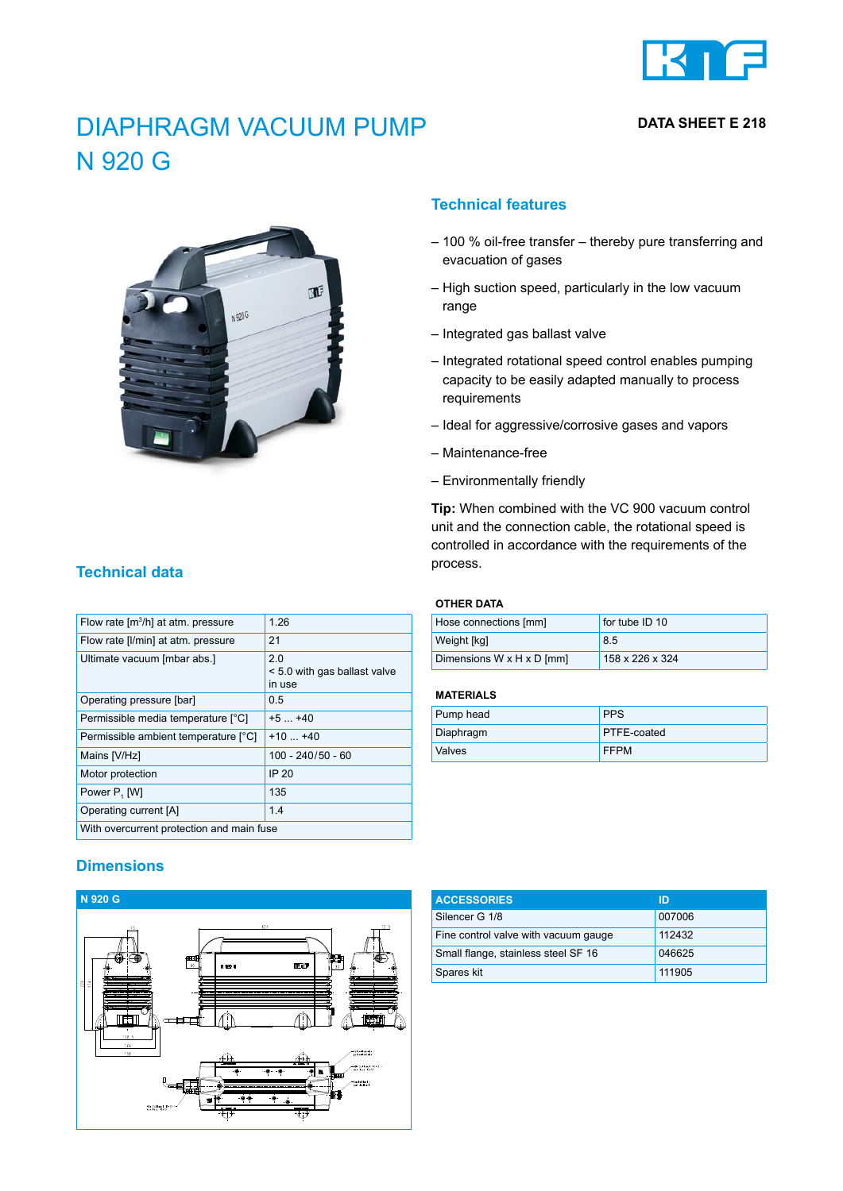# DIAPHRAGM VACUUM PUMP N 920 G

**DATA SHEET E 218**

## Technical features

– 100 % oil-free transfer – thereby pure transferring and evacuation of gases

– High suction speed, particularly in the low vacuum range

– Integrated gas ballast valve

– Integrated rotational speed control enables pumping capacity to be easily adapted manually to process requirements

– Ideal for aggressive/corrosive gases and vapors

– Maintenance-free

– Environmentally friendly

**Tip:** When combined with the VC 900 vacuum control unit and the connection cable, the rotational speed is controlled in accordance with the requirements of the process.

## Technical data

| | |
|---|---|
| Flow rate [$m^3$/h] at atm. pressure | 1.26 |
| Flow rate [l/min] at atm. pressure | 21 |
| Ultimate vacuum [mbar abs.] | 2.0<br>< 5.0 with gas ballast valve in use |
| Operating pressure [bar] | 0.5 |
| Permissible media temperature [°C] | +5 ... +40 |
| Permissible ambient temperature [°C] | +10 ... +40 |
| Mains [V/Hz] | 100 - 240/50 - 60 |
| Motor protection | IP 20 |
| Power $P_1$ [W] | 135 |
| Operating current [A] | 1.4 |
| With overcurrent protection and main fuse | |

### OTHER DATA

| | |
|---|---|
| Hose connections [mm] | for tube ID 10 |
| Weight [kg] | 8.5 |
| Dimensions W x H x D [mm] | 158 x 226 x 324 |

### MATERIALS

| | |
|---|---|
| Pump head | PPS |
| Diaphragm | PTFE-coated |
| Valves | FFPM |

## Dimensions

**N 920 G**

| ACCESSORIES | ID |
|---|---|
| Silencer G 1/8 | 007006 |
| Fine control valve with vacuum gauge | 112432 |
| Small flange, stainless steel SF 16 | 046625 |
| Spares kit | 111905 |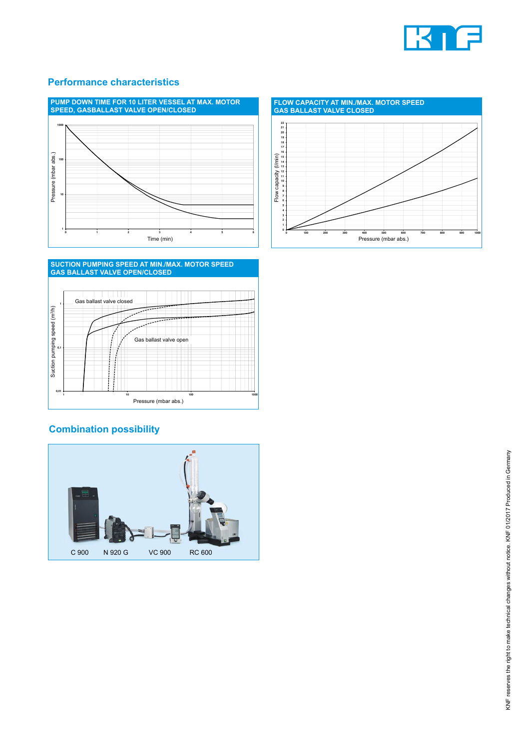## Performance characteristics

PUMP DOWN TIME FOR 10 LITER VESSEL AT MAX. MOTOR SPEED, GASBALLAST VALVE OPEN/CLOSED

1000
100
10
1
Pressure (mbar abs.)
0
1
2
3
4
5
6
Time (min)

FLOW CAPACITY AT MIN./MAX. MOTOR SPEED GAS BALLAST VALVE CLOSED

22
21
20
19
18
17
16
15
14
13
12
11
10
9
8
7
6
5
4
3
2
1
0
Flow capacity (l/min)
0
100
200
300
400
500
600
700
800
900
1000
Pressure (mbar abs.)

SUCTION PUMPING SPEED AT MIN./MAX. MOTOR SPEED GAS BALLAST VALVE OPEN/CLOSED

Gas ballast valve closed
Gas ballast valve open
1
0,1
0,01
Suction pumping speed ($m^3$/h)
1
10
100
1000
Pressure (mbar abs.)

## Combination possibility

C 900
N 920 G
VC 900
RC 600

KNF reserves the right to make technical changes without notice. KNF 01/2017 Produced in Germany